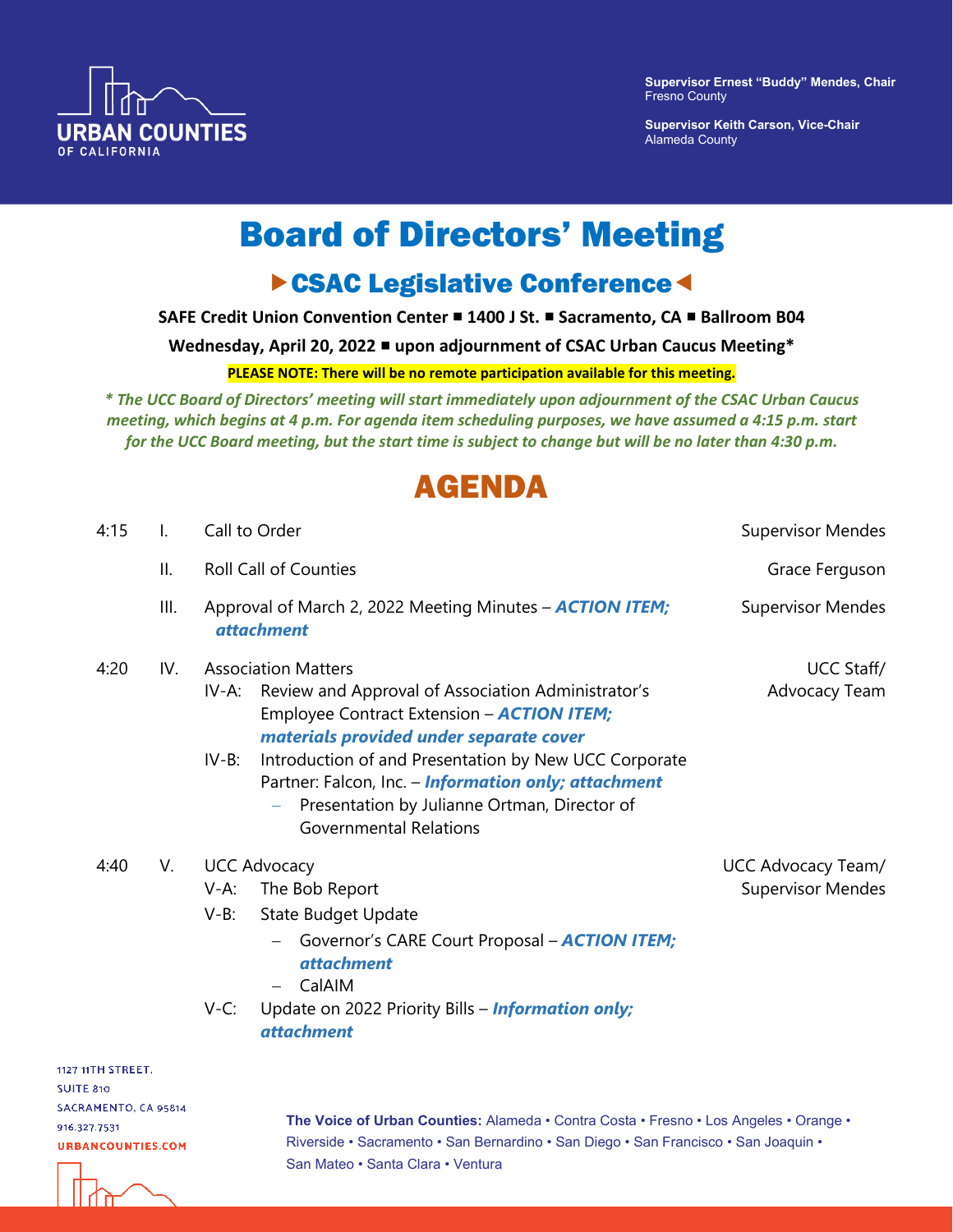URBAN COUNTIES OF CALIFORNIA

**Supervisor Ernest "Buddy" Mendes, Chair**
Fresno County

**Supervisor Keith Carson, Vice-Chair**
Alameda County

# Board of Directors' Meeting

## ▶CSAC Legislative Conference◀

**SAFE Credit Union Convention Center ■ 1400 J St. ■ Sacramento, CA ■ Ballroom B04**

**Wednesday, April 20, 2022 ■ upon adjournment of CSAC Urban Caucus Meeting***

**PLEASE NOTE: There will be no remote participation available for this meeting.**

*\* The UCC Board of Directors' meeting will start immediately upon adjournment of the CSAC Urban Caucus meeting, which begins at 4 p.m. For agenda item scheduling purposes, we have assumed a 4:15 p.m. start for the UCC Board meeting, but the start time is subject to change but will be no later than 4:30 p.m.*

# AGENDA

| Time | Item | Description | Presenter |
|---|---|---|---|
| 4:15 | I. | Call to Order | Supervisor Mendes |
| | II. | Roll Call of Counties | Grace Ferguson |
| | III. | Approval of March 2, 2022 Meeting Minutes – ***ACTION ITEM; attachment*** | Supervisor Mendes |
| 4:20 | IV. | Association Matters<br>IV-A: Review and Approval of Association Administrator's Employee Contract Extension – ***ACTION ITEM; materials provided under separate cover***<br>IV-B: Introduction of and Presentation by New UCC Corporate Partner: Falcon, Inc. – ***Information only; attachment***<br>– Presentation by Julianne Ortman, Director of Governmental Relations | UCC Staff/ Advocacy Team |
| 4:40 | V. | UCC Advocacy<br>V-A: The Bob Report<br>V-B: State Budget Update<br>– Governor's CARE Court Proposal – ***ACTION ITEM; attachment***<br>– CalAIM<br>V-C: Update on 2022 Priority Bills – ***Information only; attachment*** | UCC Advocacy Team/ Supervisor Mendes |

1127 11TH STREET,
SUITE 810
SACRAMENTO, CA 95814
916.327.7531
URBANCOUNTIES.COM

**The Voice of Urban Counties:** Alameda • Contra Costa • Fresno • Los Angeles • Orange • Riverside • Sacramento • San Bernardino • San Diego • San Francisco • San Joaquin • San Mateo • Santa Clara • Ventura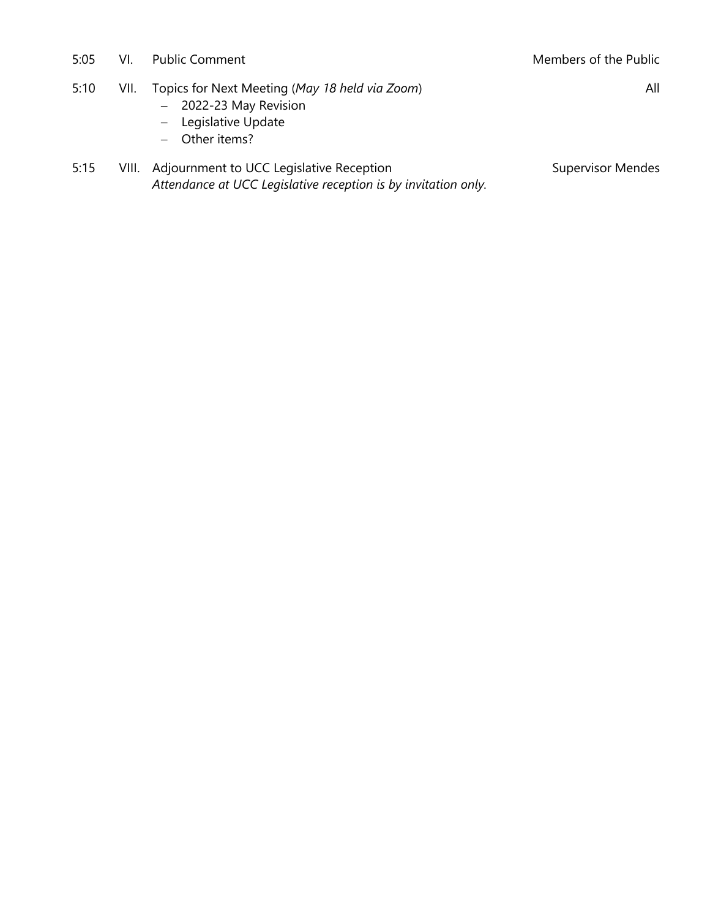| | | | |
|---|---|---|---|
| 5:05 | VI. | Public Comment | Members of the Public |
| 5:10 | VII. | Topics for Next Meeting (*May 18 held via Zoom*)<br>– 2022-23 May Revision<br>– Legislative Update<br>– Other items? | All |
| 5:15 | VIII. | Adjournment to UCC Legislative Reception<br>*Attendance at UCC Legislative reception is by invitation only.* | Supervisor Mendes |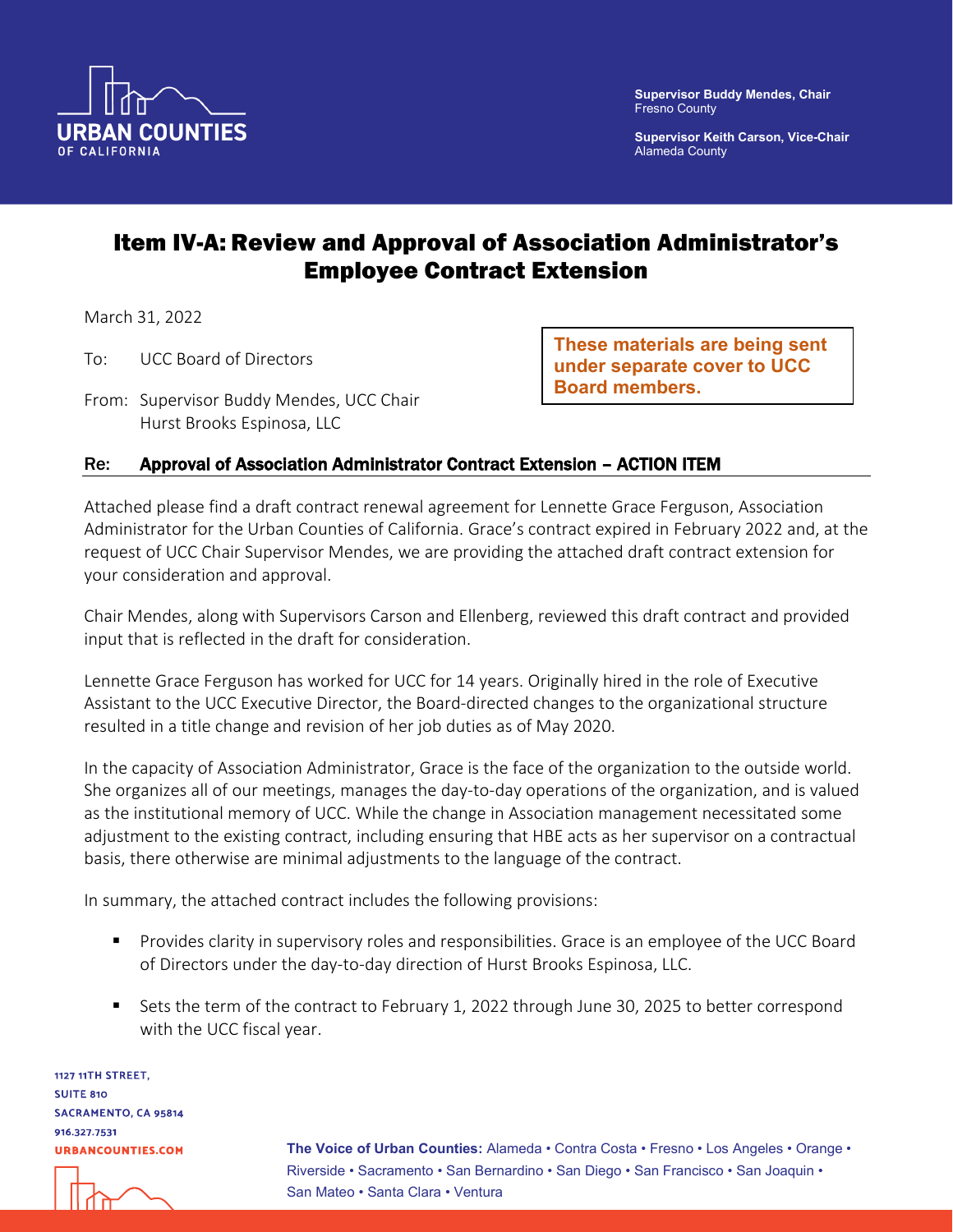Supervisor Buddy Mendes, Chair
Fresno County

Supervisor Keith Carson, Vice-Chair
Alameda County

# Item IV-A: Review and Approval of Association Administrator's Employee Contract Extension

March 31, 2022

**These materials are being sent under separate cover to UCC Board members.**

To: UCC Board of Directors

From: Supervisor Buddy Mendes, UCC Chair
Hurst Brooks Espinosa, LLC

**Re: Approval of Association Administrator Contract Extension – ACTION ITEM**

Attached please find a draft contract renewal agreement for Lennette Grace Ferguson, Association Administrator for the Urban Counties of California. Grace's contract expired in February 2022 and, at the request of UCC Chair Supervisor Mendes, we are providing the attached draft contract extension for your consideration and approval.

Chair Mendes, along with Supervisors Carson and Ellenberg, reviewed this draft contract and provided input that is reflected in the draft for consideration.

Lennette Grace Ferguson has worked for UCC for 14 years. Originally hired in the role of Executive Assistant to the UCC Executive Director, the Board-directed changes to the organizational structure resulted in a title change and revision of her job duties as of May 2020.

In the capacity of Association Administrator, Grace is the face of the organization to the outside world. She organizes all of our meetings, manages the day-to-day operations of the organization, and is valued as the institutional memory of UCC. While the change in Association management necessitated some adjustment to the existing contract, including ensuring that HBE acts as her supervisor on a contractual basis, there otherwise are minimal adjustments to the language of the contract.

In summary, the attached contract includes the following provisions:

- Provides clarity in supervisory roles and responsibilities. Grace is an employee of the UCC Board of Directors under the day-to-day direction of Hurst Brooks Espinosa, LLC.
- Sets the term of the contract to February 1, 2022 through June 30, 2025 to better correspond with the UCC fiscal year.

1127 11TH STREET,
SUITE 810
SACRAMENTO, CA 95814
916.327.7531
URBANCOUNTIES.COM

**The Voice of Urban Counties:** Alameda • Contra Costa • Fresno • Los Angeles • Orange • Riverside • Sacramento • San Bernardino • San Diego • San Francisco • San Joaquin • San Mateo • Santa Clara • Ventura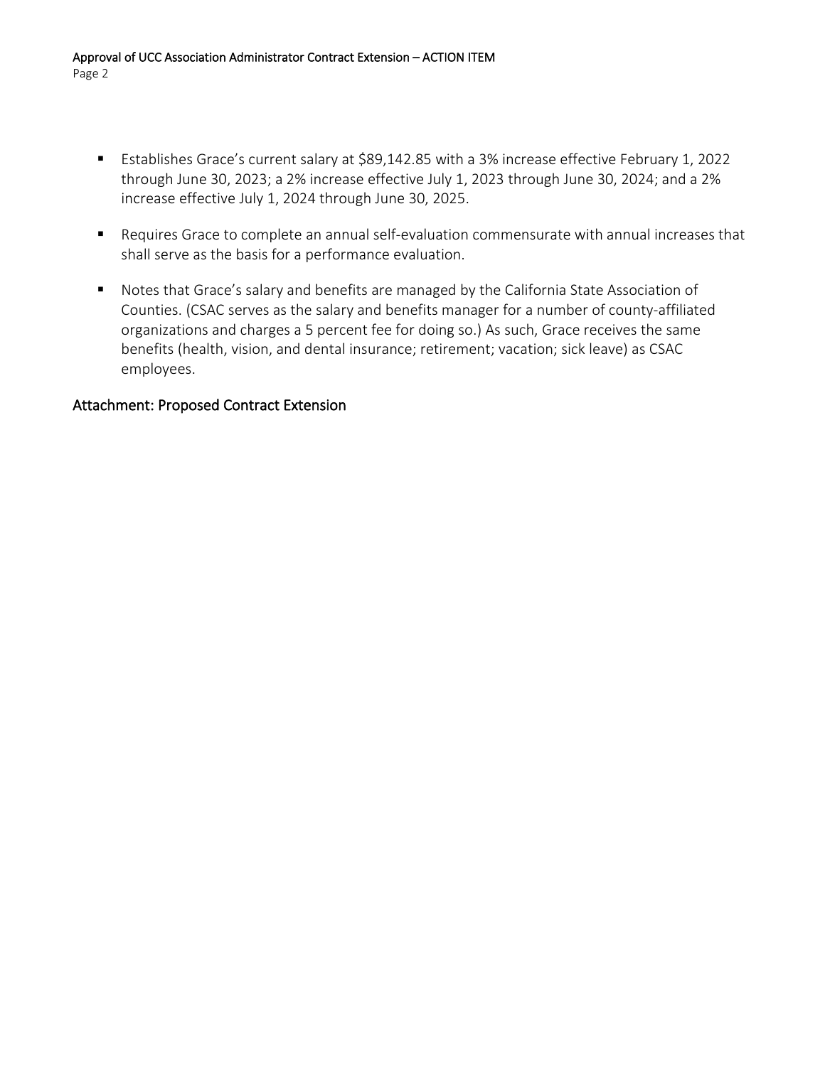- Establishes Grace's current salary at $89,142.85 with a 3% increase effective February 1, 2022 through June 30, 2023; a 2% increase effective July 1, 2023 through June 30, 2024; and a 2% increase effective July 1, 2024 through June 30, 2025.

- Requires Grace to complete an annual self-evaluation commensurate with annual increases that shall serve as the basis for a performance evaluation.

- Notes that Grace's salary and benefits are managed by the California State Association of Counties. (CSAC serves as the salary and benefits manager for a number of county-affiliated organizations and charges a 5 percent fee for doing so.) As such, Grace receives the same benefits (health, vision, and dental insurance; retirement; vacation; sick leave) as CSAC employees.

## Attachment: Proposed Contract Extension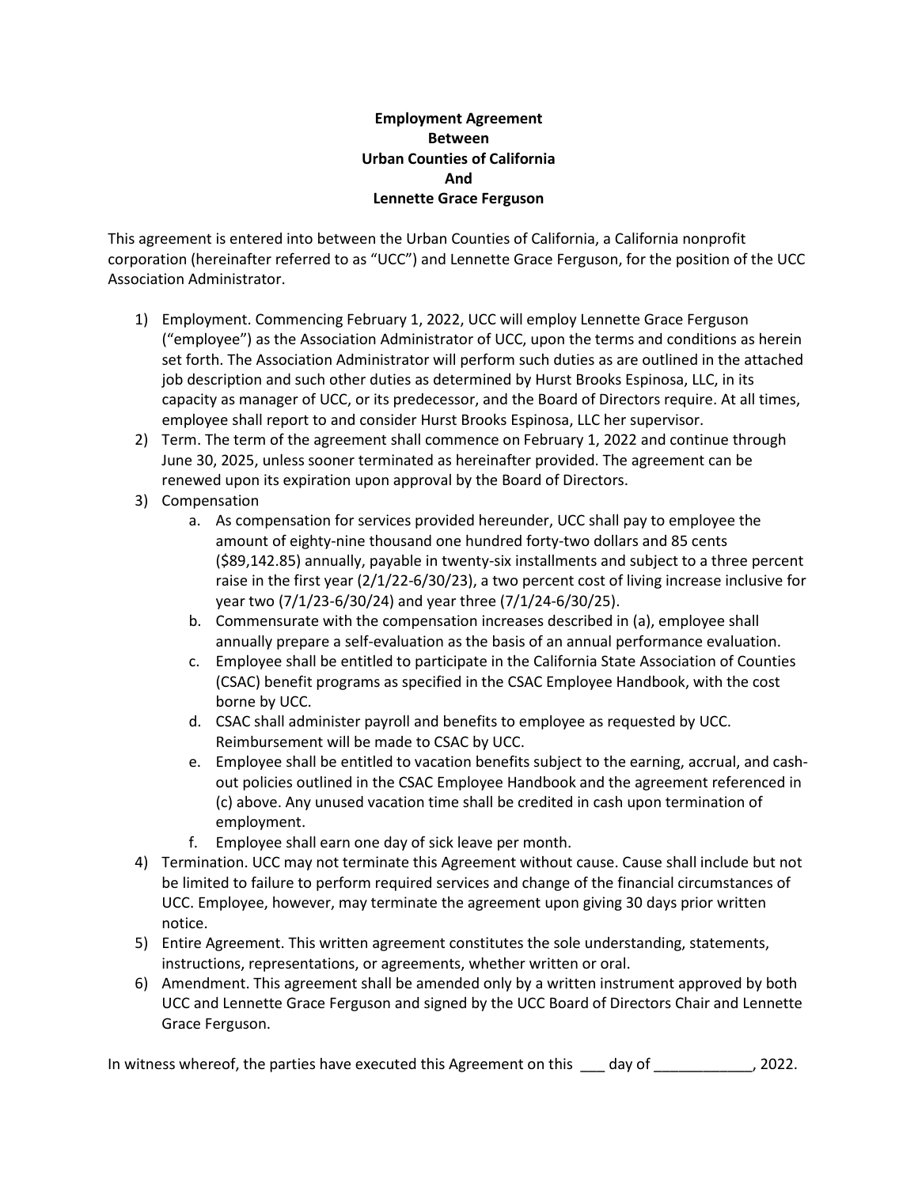**Employment Agreement**
**Between**
**Urban Counties of California**
**And**
**Lennette Grace Ferguson**

This agreement is entered into between the Urban Counties of California, a California nonprofit corporation (hereinafter referred to as "UCC") and Lennette Grace Ferguson, for the position of the UCC Association Administrator.

1) Employment. Commencing February 1, 2022, UCC will employ Lennette Grace Ferguson ("employee") as the Association Administrator of UCC, upon the terms and conditions as herein set forth. The Association Administrator will perform such duties as are outlined in the attached job description and such other duties as determined by Hurst Brooks Espinosa, LLC, in its capacity as manager of UCC, or its predecessor, and the Board of Directors require. At all times, employee shall report to and consider Hurst Brooks Espinosa, LLC her supervisor.
2) Term. The term of the agreement shall commence on February 1, 2022 and continue through June 30, 2025, unless sooner terminated as hereinafter provided. The agreement can be renewed upon its expiration upon approval by the Board of Directors.
3) Compensation
   a. As compensation for services provided hereunder, UCC shall pay to employee the amount of eighty-nine thousand one hundred forty-two dollars and 85 cents ($89,142.85) annually, payable in twenty-six installments and subject to a three percent raise in the first year (2/1/22-6/30/23), a two percent cost of living increase inclusive for year two (7/1/23-6/30/24) and year three (7/1/24-6/30/25).
   b. Commensurate with the compensation increases described in (a), employee shall annually prepare a self-evaluation as the basis of an annual performance evaluation.
   c. Employee shall be entitled to participate in the California State Association of Counties (CSAC) benefit programs as specified in the CSAC Employee Handbook, with the cost borne by UCC.
   d. CSAC shall administer payroll and benefits to employee as requested by UCC. Reimbursement will be made to CSAC by UCC.
   e. Employee shall be entitled to vacation benefits subject to the earning, accrual, and cash-out policies outlined in the CSAC Employee Handbook and the agreement referenced in (c) above. Any unused vacation time shall be credited in cash upon termination of employment.
   f. Employee shall earn one day of sick leave per month.
4) Termination. UCC may not terminate this Agreement without cause. Cause shall include but not be limited to failure to perform required services and change of the financial circumstances of UCC. Employee, however, may terminate the agreement upon giving 30 days prior written notice.
5) Entire Agreement. This written agreement constitutes the sole understanding, statements, instructions, representations, or agreements, whether written or oral.
6) Amendment. This agreement shall be amended only by a written instrument approved by both UCC and Lennette Grace Ferguson and signed by the UCC Board of Directors Chair and Lennette Grace Ferguson.

In witness whereof, the parties have executed this Agreement on this ___ day of ____________, 2022.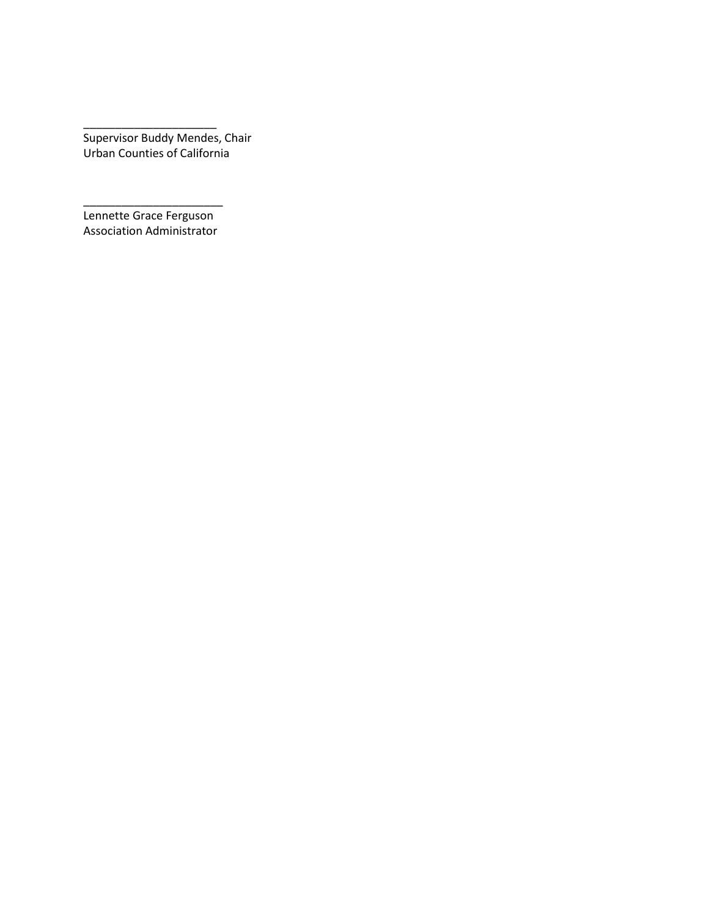______________________

Supervisor Buddy Mendes, Chair
Urban Counties of California

_______________________

Lennette Grace Ferguson
Association Administrator